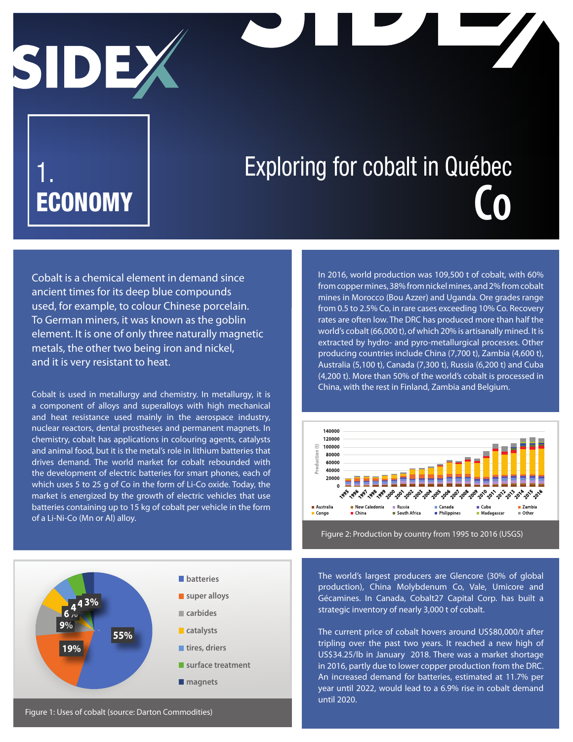# 1. ECONOMY

# Exploring for cobalt in Québec

## Co

Cobalt is a chemical element in demand since ancient times for its deep blue compounds used, for example, to colour Chinese porcelain. To German miners, it was known as the goblin element. It is one of only three naturally magnetic metals, the other two being iron and nickel, and it is very resistant to heat.

Cobalt is used in metallurgy and chemistry. In metallurgy, it is a component of alloys and superalloys with high mechanical and heat resistance used mainly in the aerospace industry, nuclear reactors, dental prostheses and permanent magnets. In chemistry, cobalt has applications in colouring agents, catalysts and animal food, but it is the metal's role in lithium batteries that drives demand. The world market for cobalt rebounded with the development of electric batteries for smart phones, each of which uses 5 to 25 g of Co in the form of Li-Co oxide. Today, the market is energized by the growth of electric vehicles that use batteries containing up to 15 kg of cobalt per vehicle in the form of a Li-Ni-Co (Mn or Al) alloy.

In 2016, world production was 109,500 t of cobalt, with 60% from copper mines, 38% from nickel mines, and 2% from cobalt mines in Morocco (Bou Azzer) and Uganda. Ore grades range from 0.5 to 2.5% Co, in rare cases exceeding 10% Co. Recovery rates are often low. The DRC has produced more than half the world's cobalt (66,000 t), of which 20% is artisanally mined. It is extracted by hydro- and pyro-metallurgical processes. Other producing countries include China (7,700 t), Zambia (4,600 t), Australia (5,100 t), Canada (7,300 t), Russia (6,200 t) and Cuba (4,200 t). More than 50% of the world's cobalt is processed in China, with the rest in Finland, Zambia and Belgium.

Figure 2: Production by country from 1995 to 2016 (USGS)

Figure 1: Uses of cobalt (source: Darton Commodities)

The world's largest producers are Glencore (30% of global production), China Molybdenum Co, Vale, Umicore and Gécamines. In Canada, Cobalt27 Capital Corp. has built a strategic inventory of nearly 3,000 t of cobalt.

The current price of cobalt hovers around US$80,000/t after tripling over the past two years. It reached a new high of US$34.25/lb in January 2018. There was a market shortage in 2016, partly due to lower copper production from the DRC. An increased demand for batteries, estimated at 11.7% per year until 2022, would lead to a 6.9% rise in cobalt demand until 2020.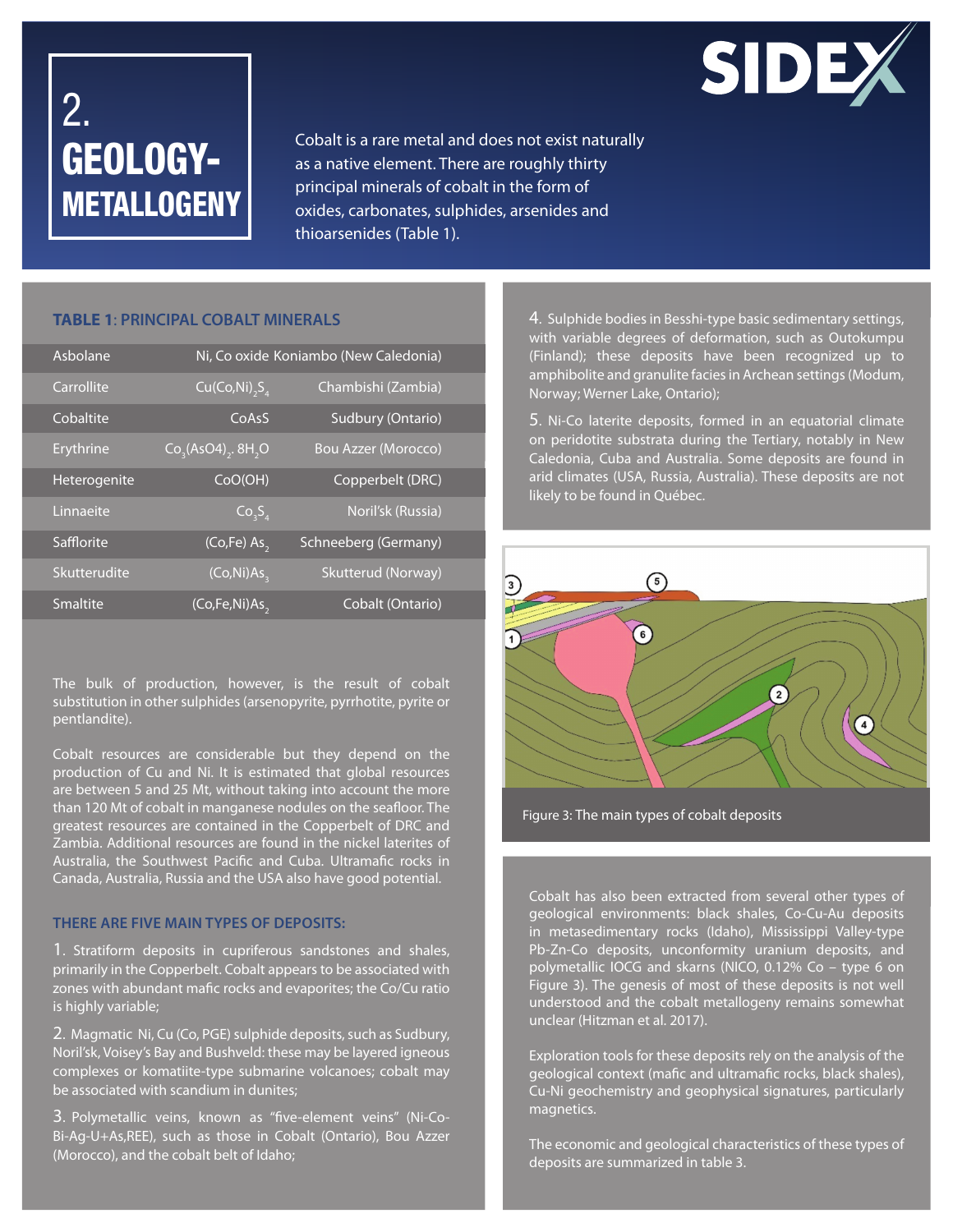# 2. GEOLOGY-METALLOGENY

Cobalt is a rare metal and does not exist naturally as a native element. There are roughly thirty principal minerals of cobalt in the form of oxides, carbonates, sulphides, arsenides and thioarsenides (Table 1).

**TABLE 1: PRINCIPAL COBALT MINERALS**

| Mineral | Formula | Locality |
|---|---|---|
| Asbolane | Ni, Co oxide | Koniambo (New Caledonia) |
| Carrollite | $Cu(Co,Ni)_2S_4$ | Chambishi (Zambia) |
| Cobaltite | CoAsS | Sudbury (Ontario) |
| Erythrine | $Co_3(AsO4)_2.8H_2O$ | Bou Azzer (Morocco) |
| Heterogenite | CoO(OH) | Copperbelt (DRC) |
| Linnaeite | $Co_3S_4$ | Noril'sk (Russia) |
| Safflorite | $(Co,Fe)As_2$ | Schneeberg (Germany) |
| Skutterudite | $(Co,Ni)As_3$ | Skutterud (Norway) |
| Smaltite | $(Co,Fe,Ni)As_2$ | Cobalt (Ontario) |

The bulk of production, however, is the result of cobalt substitution in other sulphides (arsenopyrite, pyrrhotite, pyrite or pentlandite).

Cobalt resources are considerable but they depend on the production of Cu and Ni. It is estimated that global resources are between 5 and 25 Mt, without taking into account the more than 120 Mt of cobalt in manganese nodules on the seafloor. The greatest resources are contained in the Copperbelt of DRC and Zambia. Additional resources are found in the nickel laterites of Australia, the Southwest Pacific and Cuba. Ultramafic rocks in Canada, Australia, Russia and the USA also have good potential.

### THERE ARE FIVE MAIN TYPES OF DEPOSITS:

1. Stratiform deposits in cupriferous sandstones and shales, primarily in the Copperbelt. Cobalt appears to be associated with zones with abundant mafic rocks and evaporites; the Co/Cu ratio is highly variable;

2. Magmatic Ni, Cu (Co, PGE) sulphide deposits, such as Sudbury, Noril'sk, Voisey's Bay and Bushveld: these may be layered igneous complexes or komatiite-type submarine volcanoes; cobalt may be associated with scandium in dunites;

3. Polymetallic veins, known as "five-element veins" (Ni-Co-Bi-Ag-U+As,REE), such as those in Cobalt (Ontario), Bou Azzer (Morocco), and the cobalt belt of Idaho;

4. Sulphide bodies in Besshi-type basic sedimentary settings, with variable degrees of deformation, such as Outokumpu (Finland); these deposits have been recognized up to amphibolite and granulite facies in Archean settings (Modum, Norway; Werner Lake, Ontario);

5. Ni-Co laterite deposits, formed in an equatorial climate on peridotite substrata during the Tertiary, notably in New Caledonia, Cuba and Australia. Some deposits are found in arid climates (USA, Russia, Australia). These deposits are not likely to be found in Québec.

Figure 3: The main types of cobalt deposits

Cobalt has also been extracted from several other types of geological environments: black shales, Co-Cu-Au deposits in metasedimentary rocks (Idaho), Mississippi Valley-type Pb-Zn-Co deposits, unconformity uranium deposits, and polymetallic IOCG and skarns (NICO, 0.12% Co – type 6 on Figure 3). The genesis of most of these deposits is not well understood and the cobalt metallogeny remains somewhat unclear (Hitzman et al. 2017).

Exploration tools for these deposits rely on the analysis of the geological context (mafic and ultramafic rocks, black shales), Cu-Ni geochemistry and geophysical signatures, particularly magnetics.

The economic and geological characteristics of these types of deposits are summarized in table 3.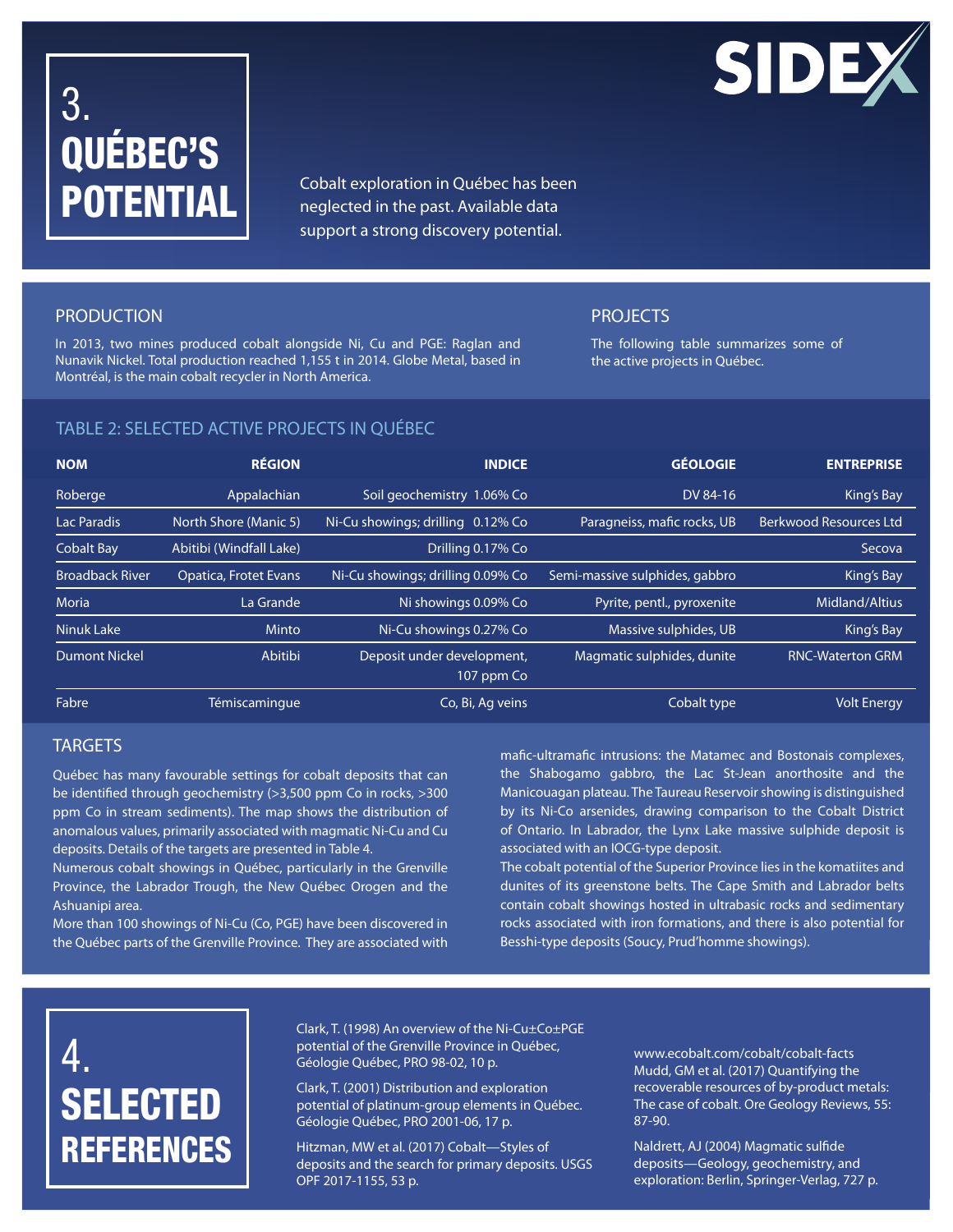# 3. QUÉBEC'S POTENTIAL

Cobalt exploration in Québec has been neglected in the past. Available data support a strong discovery potential.

## PRODUCTION

In 2013, two mines produced cobalt alongside Ni, Cu and PGE: Raglan and Nunavik Nickel. Total production reached 1,155 t in 2014. Globe Metal, based in Montréal, is the main cobalt recycler in North America.

## PROJECTS

The following table summarizes some of the active projects in Québec.

### TABLE 2: SELECTED ACTIVE PROJECTS IN QUÉBEC

| NOM | RÉGION | INDICE | GÉOLOGIE | ENTREPRISE |
|---|---|---|---|---|
| Roberge | Appalachian | Soil geochemistry 1.06% Co | DV 84-16 | King's Bay |
| Lac Paradis | North Shore (Manic 5) | Ni-Cu showings; drilling 0.12% Co | Paragneiss, mafic rocks, UB | Berkwood Resources Ltd |
| Cobalt Bay | Abitibi (Windfall Lake) | Drilling 0.17% Co | | Secova |
| Broadback River | Opatica, Frotet Evans | Ni-Cu showings; drilling 0.09% Co | Semi-massive sulphides, gabbro | King's Bay |
| Moria | La Grande | Ni showings 0.09% Co | Pyrite, pentl., pyroxenite | Midland/Altius |
| Ninuk Lake | Minto | Ni-Cu showings 0.27% Co | Massive sulphides, UB | King's Bay |
| Dumont Nickel | Abitibi | Deposit under development, 107 ppm Co | Magmatic sulphides, dunite | RNC-Waterton GRM |
| Fabre | Témiscamingue | Co, Bi, Ag veins | Cobalt type | Volt Energy |

## TARGETS

Québec has many favourable settings for cobalt deposits that can be identified through geochemistry (>3,500 ppm Co in rocks, >300 ppm Co in stream sediments). The map shows the distribution of anomalous values, primarily associated with magmatic Ni-Cu and Cu deposits. Details of the targets are presented in Table 4.

Numerous cobalt showings in Québec, particularly in the Grenville Province, the Labrador Trough, the New Québec Orogen and the Ashuanipi area.

More than 100 showings of Ni-Cu (Co, PGE) have been discovered in the Québec parts of the Grenville Province. They are associated with mafic-ultramafic intrusions: the Matamec and Bostonais complexes, the Shabogamo gabbro, the Lac St-Jean anorthosite and the Manicouagan plateau. The Taureau Reservoir showing is distinguished by its Ni-Co arsenides, drawing comparison to the Cobalt District of Ontario. In Labrador, the Lynx Lake massive sulphide deposit is associated with an IOCG-type deposit.

The cobalt potential of the Superior Province lies in the komatiites and dunites of its greenstone belts. The Cape Smith and Labrador belts contain cobalt showings hosted in ultrabasic rocks and sedimentary rocks associated with iron formations, and there is also potential for Besshi-type deposits (Soucy, Prud'homme showings).

# 4. SELECTED REFERENCES

Clark, T. (1998) An overview of the Ni-Cu±Co±PGE potential of the Grenville Province in Québec, Géologie Québec, PRO 98-02, 10 p.

Clark, T. (2001) Distribution and exploration potential of platinum-group elements in Québec. Géologie Québec, PRO 2001-06, 17 p.

Hitzman, MW et al. (2017) Cobalt—Styles of deposits and the search for primary deposits. USGS OPF 2017-1155, 53 p.

www.ecobalt.com/cobalt/cobalt-facts

Mudd, GM et al. (2017) Quantifying the recoverable resources of by-product metals: The case of cobalt. Ore Geology Reviews, 55: 87-90.

Naldrett, AJ (2004) Magmatic sulfide deposits—Geology, geochemistry, and exploration: Berlin, Springer-Verlag, 727 p.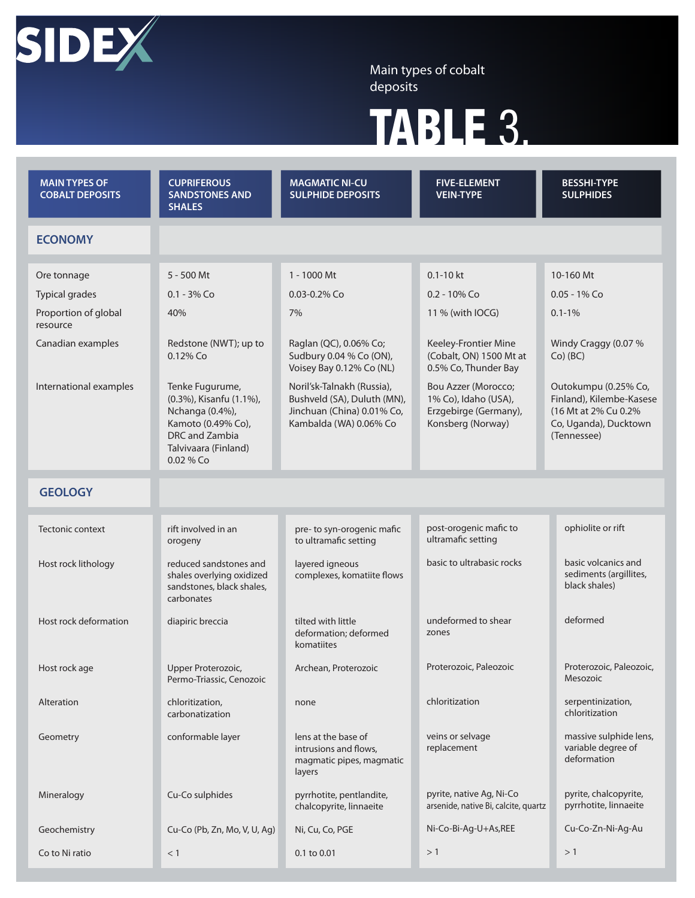# TABLE 3.

Main types of cobalt deposits

| MAIN TYPES OF COBALT DEPOSITS | CUPRIFEROUS SANDSTONES AND SHALES | MAGMATIC NI-CU SULPHIDE DEPOSITS | FIVE-ELEMENT VEIN-TYPE | BESSHI-TYPE SULPHIDES |
|---|---|---|---|---|
| **ECONOMY** | | | | |
| Ore tonnage | 5 - 500 Mt | 1 - 1000 Mt | 0.1-10 kt | 10-160 Mt |
| Typical grades | 0.1 - 3% Co | 0.03-0.2% Co | 0.2 - 10% Co | 0.05 - 1% Co |
| Proportion of global resource | 40% | 7% | 11 % (with IOCG) | 0.1-1% |
| Canadian examples | Redstone (NWT); up to 0.12% Co | Raglan (QC), 0.06% Co; Sudbury 0.04 % Co (ON), Voisey Bay 0.12% Co (NL) | Keeley-Frontier Mine (Cobalt, ON) 1500 Mt at 0.5% Co, Thunder Bay | Windy Craggy (0.07 % Co) (BC) |
| International examples | Tenke Fugurume, (0.3%), Kisanfu (1.1%), Nchanga (0.4%), Kamoto (0.49% Co), DRC and Zambia Talvivaara (Finland) 0.02 % Co | Noril'sk-Talnakh (Russia), Bushveld (SA), Duluth (MN), Jinchuan (China) 0.01% Co, Kambalda (WA) 0.06% Co | Bou Azzer (Morocco; 1% Co), Idaho (USA), Erzgebirge (Germany), Konsberg (Norway) | Outokumpu (0.25% Co, Finland), Kilembe-Kasese (16 Mt at 2% Cu 0.2% Co, Uganda), Ducktown (Tennessee) |
| **GEOLOGY** | | | | |
| Tectonic context | rift involved in an orogeny | pre- to syn-orogenic mafic to ultramafic setting | post-orogenic mafic to ultramafic setting | ophiolite or rift |
| Host rock lithology | reduced sandstones and shales overlying oxidized sandstones, black shales, carbonates | layered igneous complexes, komatiite flows | basic to ultrabasic rocks | basic volcanics and sediments (argillites, black shales) |
| Host rock deformation | diapiric breccia | tilted with little deformation; deformed komatiites | undeformed to shear zones | deformed |
| Host rock age | Upper Proterozoic, Permo-Triassic, Cenozoic | Archean, Proterozoic | Proterozoic, Paleozoic | Proterozoic, Paleozoic, Mesozoic |
| Alteration | chloritization, carbonatization | none | chloritization | serpentinization, chloritization |
| Geometry | conformable layer | lens at the base of intrusions and flows, magmatic pipes, magmatic layers | veins or selvage replacement | massive sulphide lens, variable degree of deformation |
| Mineralogy | Cu-Co sulphides | pyrrhotite, pentlandite, chalcopyrite, linnaeite | pyrite, native Ag, Ni-Co arsenide, native Bi, calcite, quartz | pyrite, chalcopyrite, pyrrhotite, linnaeite |
| Geochemistry | Cu-Co (Pb, Zn, Mo, V, U, Ag) | Ni, Cu, Co, PGE | Ni-Co-Bi-Ag-U+As,REE | Cu-Co-Zn-Ni-Ag-Au |
| Co to Ni ratio | < 1 | 0.1 to 0.01 | > 1 | > 1 |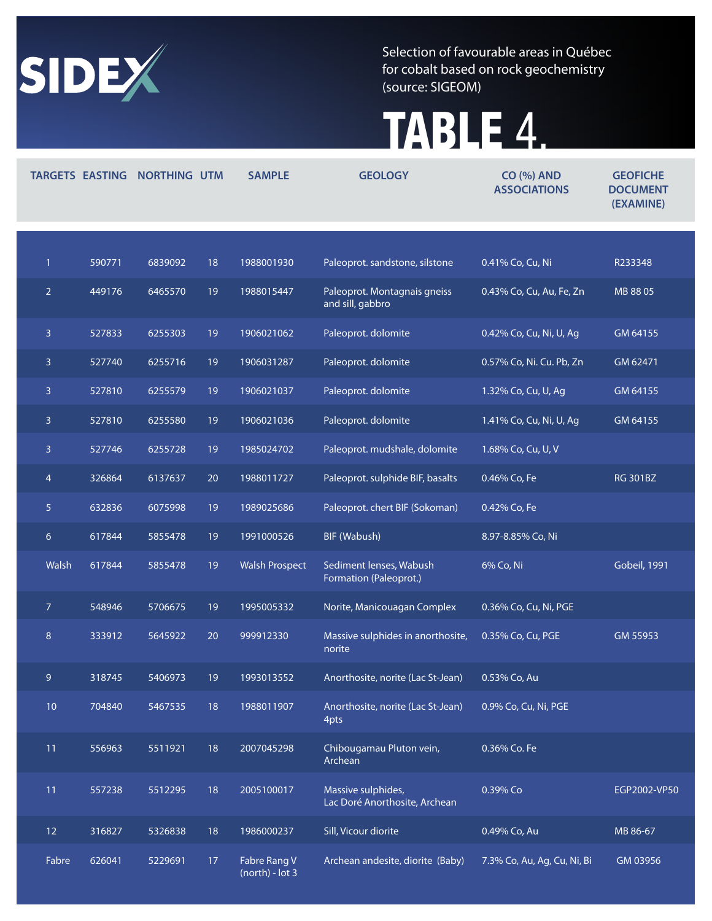SIDEX

Selection of favourable areas in Québec for cobalt based on rock geochemistry (source: SIGEOM)

# TABLE 4.

| TARGETS | EASTING | NORTHING | UTM | SAMPLE | GEOLOGY | CO (%) AND ASSOCIATIONS | GEOFICHE DOCUMENT (EXAMINE) |
|---|---|---|---|---|---|---|---|
| 1 | 590771 | 6839092 | 18 | 1988001930 | Paleoprot. sandstone, silstone | 0.41% Co, Cu, Ni | R233348 |
| 2 | 449176 | 6465570 | 19 | 1988015447 | Paleoprot. Montagnais gneiss and sill, gabbro | 0.43% Co, Cu, Au, Fe, Zn | MB 88 05 |
| 3 | 527833 | 6255303 | 19 | 1906021062 | Paleoprot. dolomite | 0.42% Co, Cu, Ni, U, Ag | GM 64155 |
| 3 | 527740 | 6255716 | 19 | 1906031287 | Paleoprot. dolomite | 0.57% Co, Ni. Cu. Pb, Zn | GM 62471 |
| 3 | 527810 | 6255579 | 19 | 1906021037 | Paleoprot. dolomite | 1.32% Co, Cu, U, Ag | GM 64155 |
| 3 | 527810 | 6255580 | 19 | 1906021036 | Paleoprot. dolomite | 1.41% Co, Cu, Ni, U, Ag | GM 64155 |
| 3 | 527746 | 6255728 | 19 | 1985024702 | Paleoprot. mudshale, dolomite | 1.68% Co, Cu, U, V | |
| 4 | 326864 | 6137637 | 20 | 1988011727 | Paleoprot. sulphide BIF, basalts | 0.46% Co, Fe | RG 301BZ |
| 5 | 632836 | 6075998 | 19 | 1989025686 | Paleoprot. chert BIF (Sokoman) | 0.42% Co, Fe | |
| 6 | 617844 | 5855478 | 19 | 1991000526 | BIF (Wabush) | 8.97-8.85% Co, Ni | |
| Walsh | 617844 | 5855478 | 19 | Walsh Prospect | Sediment lenses, Wabush Formation (Paleoprot.) | 6% Co, Ni | Gobeil, 1991 |
| 7 | 548946 | 5706675 | 19 | 1995005332 | Norite, Manicouagan Complex | 0.36% Co, Cu, Ni, PGE | |
| 8 | 333912 | 5645922 | 20 | 999912330 | Massive sulphides in anorthosite, norite | 0.35% Co, Cu, PGE | GM 55953 |
| 9 | 318745 | 5406973 | 19 | 1993013552 | Anorthosite, norite (Lac St-Jean) | 0.53% Co, Au | |
| 10 | 704840 | 5467535 | 18 | 1988011907 | Anorthosite, norite (Lac St-Jean) 4pts | 0.9% Co, Cu, Ni, PGE | |
| 11 | 556963 | 5511921 | 18 | 2007045298 | Chibougamau Pluton vein, Archean | 0.36% Co. Fe | |
| 11 | 557238 | 5512295 | 18 | 2005100017 | Massive sulphides, Lac Doré Anorthosite, Archean | 0.39% Co | EGP2002-VP50 |
| 12 | 316827 | 5326838 | 18 | 1986000237 | Sill, Vicour diorite | 0.49% Co, Au | MB 86-67 |
| Fabre | 626041 | 5229691 | 17 | Fabre Rang V (north) - lot 3 | Archean andesite, diorite (Baby) | 7.3% Co, Au, Ag, Cu, Ni, Bi | GM 03956 |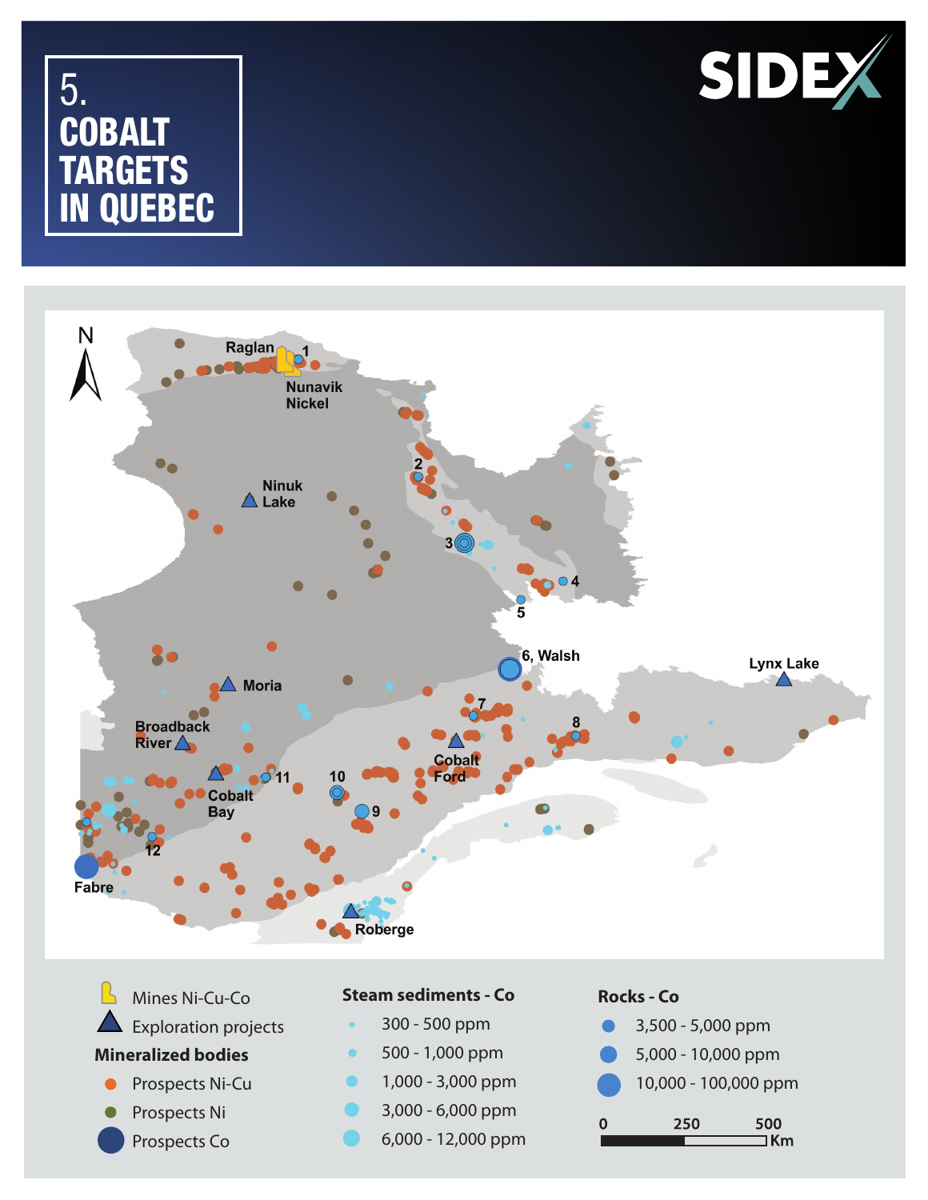# 5. COBALT TARGETS IN QUEBEC

SIDEX

N

Raglan
1
Nunavik Nickel
Ninuk Lake
2
3
4
5
6, Walsh
Lynx Lake
Moria
7
8
Broadback River
Cobalt Ford
Cobalt Bay
11
10
9
12
Fabre
Roberge

Mines Ni-Cu-Co
Exploration projects

**Mineralized bodies**

Prospects Ni-Cu
Prospects Ni
Prospects Co

**Steam sediments - Co**

300 - 500 ppm
500 - 1,000 ppm
1,000 - 3,000 ppm
3,000 - 6,000 ppm
6,000 - 12,000 ppm

**Rocks - Co**

3,500 - 5,000 ppm
5,000 - 10,000 ppm
10,000 - 100,000 ppm

0 250 500 Km